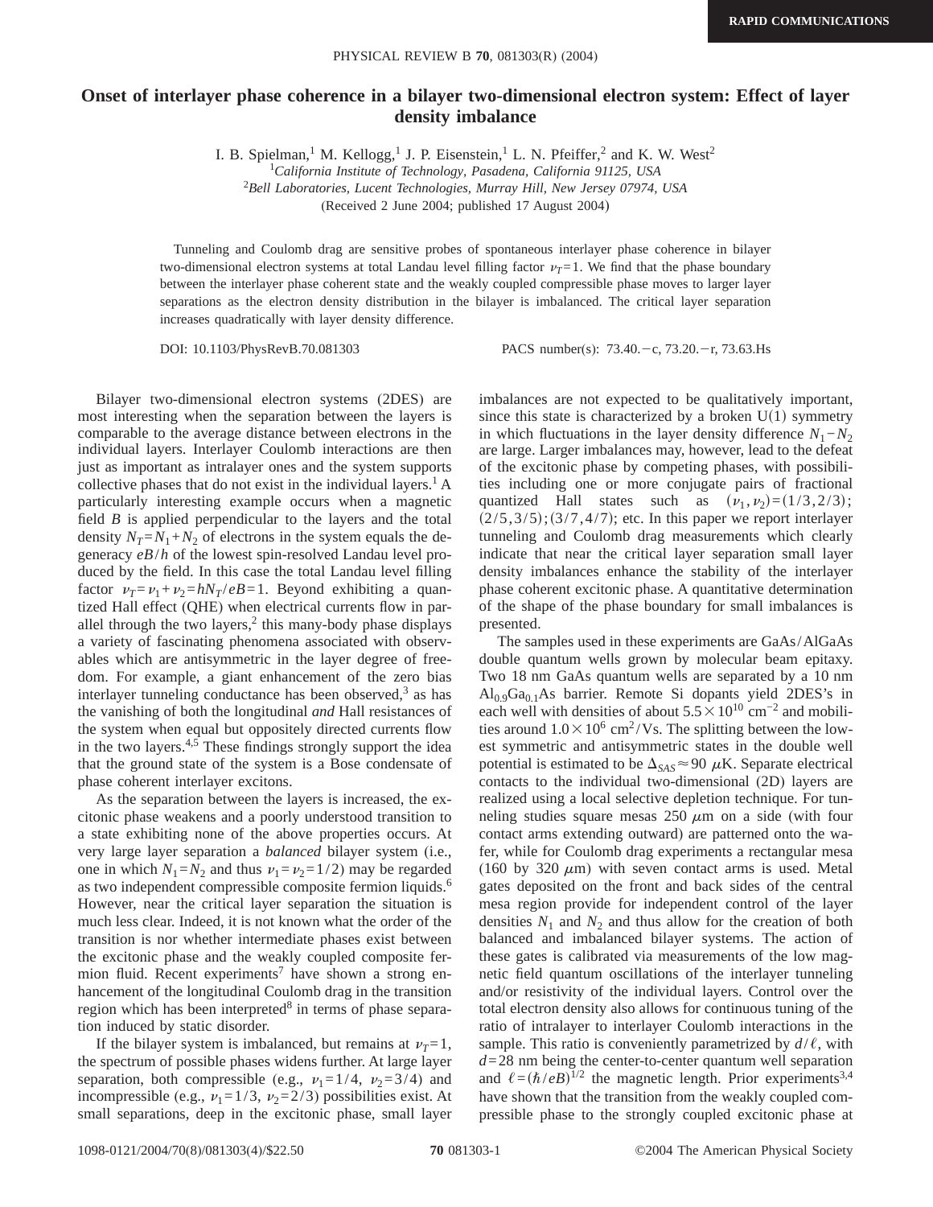RAPID COMMUNICATIONS

# Onset of interlayer phase coherence in a bilayer two-dimensional electron system: Effect of layer density imbalance

I. B. Spielman,[1] M. Kellogg,[1] J. P. Eisenstein,[1] L. N. Pfeiffer,[2] and K. W. West[2]

[1]*California Institute of Technology, Pasadena, California 91125, USA*
[2]*Bell Laboratories, Lucent Technologies, Murray Hill, New Jersey 07974, USA*

(Received 2 June 2004; published 17 August 2004)

Tunneling and Coulomb drag are sensitive probes of spontaneous interlayer phase coherence in bilayer two-dimensional electron systems at total Landau level filling factor $\nu_T=1$. We find that the phase boundary between the interlayer phase coherent state and the weakly coupled compressible phase moves to larger layer separations as the electron density distribution in the bilayer is imbalanced. The critical layer separation increases quadratically with layer density difference.

DOI: 10.1103/PhysRevB.70.081303 PACS number(s): 73.40.−c, 73.20.−r, 73.63.Hs

Bilayer two-dimensional electron systems (2DES) are most interesting when the separation between the layers is comparable to the average distance between electrons in the individual layers. Interlayer Coulomb interactions are then just as important as intralayer ones and the system supports collective phases that do not exist in the individual layers.[1] A particularly interesting example occurs when a magnetic field $B$ is applied perpendicular to the layers and the total density $N_T=N_1+N_2$ of electrons in the system equals the degeneracy $eB/h$ of the lowest spin-resolved Landau level produced by the field. In this case the total Landau level filling factor $\nu_T=\nu_1+\nu_2=hN_T/eB=1$. Beyond exhibiting a quantized Hall effect (QHE) when electrical currents flow in parallel through the two layers,[2] this many-body phase displays a variety of fascinating phenomena associated with observables which are antisymmetric in the layer degree of freedom. For example, a giant enhancement of the zero bias interlayer tunneling conductance has been observed,[3] as has the vanishing of both the longitudinal *and* Hall resistances of the system when equal but oppositely directed currents flow in the two layers.[4,5] These findings strongly support the idea that the ground state of the system is a Bose condensate of phase coherent interlayer excitons.

As the separation between the layers is increased, the excitonic phase weakens and a poorly understood transition to a state exhibiting none of the above properties occurs. At very large layer separation a *balanced* bilayer system (i.e., one in which $N_1=N_2$ and thus $\nu_1=\nu_2=1/2$) may be regarded as two independent compressible composite fermion liquids.[6] However, near the critical layer separation the situation is much less clear. Indeed, it is not known what the order of the transition is nor whether intermediate phases exist between the excitonic phase and the weakly coupled composite fermion fluid. Recent experiments[7] have shown a strong enhancement of the longitudinal Coulomb drag in the transition region which has been interpreted[8] in terms of phase separation induced by static disorder.

If the bilayer system is imbalanced, but remains at $\nu_T=1$, the spectrum of possible phases widens further. At large layer separation, both compressible (e.g., $\nu_1=1/4$, $\nu_2=3/4$) and incompressible (e.g., $\nu_1=1/3$, $\nu_2=2/3$) possibilities exist. At small separations, deep in the excitonic phase, small layer imbalances are not expected to be qualitatively important, since this state is characterized by a broken U(1) symmetry in which fluctuations in the layer density difference $N_1-N_2$ are large. Larger imbalances may, however, lead to the defeat of the excitonic phase by competing phases, with possibilities including one or more conjugate pairs of fractional quantized Hall states such as $(\nu_1,\nu_2)=(1/3,2/3)$; $(2/5,3/5)$; $(3/7,4/7)$; etc. In this paper we report interlayer tunneling and Coulomb drag measurements which clearly indicate that near the critical layer separation small layer density imbalances enhance the stability of the interlayer phase coherent excitonic phase. A quantitative determination of the shape of the phase boundary for small imbalances is presented.

The samples used in these experiments are GaAs/AlGaAs double quantum wells grown by molecular beam epitaxy. Two 18 nm GaAs quantum wells are separated by a 10 nm $Al_{0.9}Ga_{0.1}As$ barrier. Remote Si dopants yield 2DES's in each well with densities of about $5.5\times10^{10}$ cm$^{-2}$ and mobilities around $1.0\times10^{6}$ cm$^2$/Vs. The splitting between the lowest symmetric and antisymmetric states in the double well potential is estimated to be $\Delta_{SAS}\approx 90$ $\mu$K. Separate electrical contacts to the individual two-dimensional (2D) layers are realized using a local selective depletion technique. For tunneling studies square mesas 250 $\mu$m on a side (with four contact arms extending outward) are patterned onto the wafer, while for Coulomb drag experiments a rectangular mesa (160 by 320 $\mu$m) with seven contact arms is used. Metal gates deposited on the front and back sides of the central mesa region provide for independent control of the layer densities $N_1$ and $N_2$ and thus allow for the creation of both balanced and imbalanced bilayer systems. The action of these gates is calibrated via measurements of the low magnetic field quantum oscillations of the interlayer tunneling and/or resistivity of the individual layers. Control over the total electron density also allows for continuous tuning of the ratio of intralayer to interlayer Coulomb interactions in the sample. This ratio is conveniently parametrized by $d/\ell$, with $d=28$ nm being the center-to-center quantum well separation and $\ell=(\hbar/eB)^{1/2}$ the magnetic length. Prior experiments[3,4] have shown that the transition from the weakly coupled compressible phase to the strongly coupled excitonic phase at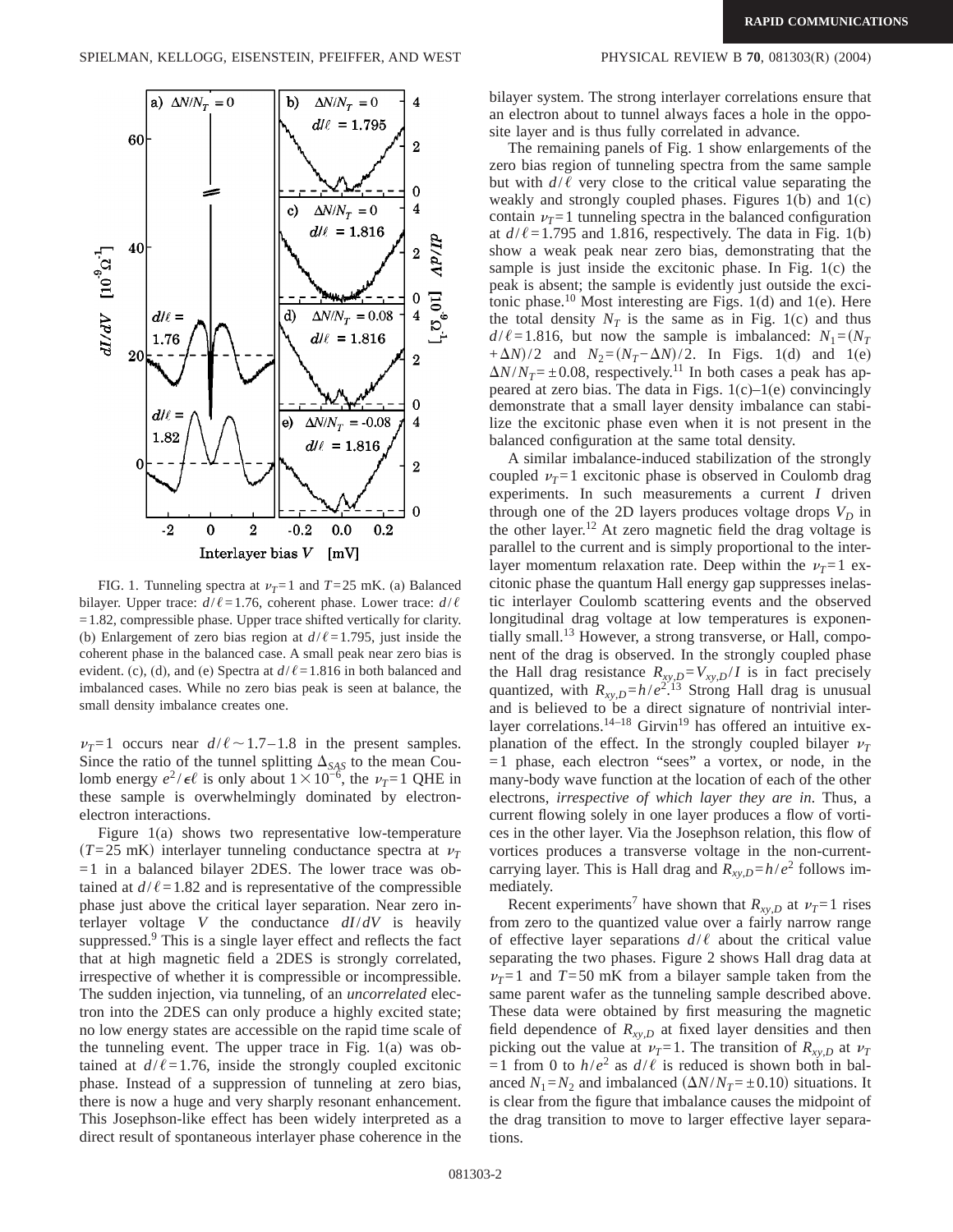a) $\Delta N/N_T = 0$

b) $\Delta N/N_T = 0$ $d/\ell = 1.795$

c) $\Delta N/N_T = 0$ $d/\ell = 1.816$

d) $\Delta N/N_T = 0.08$ $d/\ell = 1.816$

e) $\Delta N/N_T = -0.08$ $d/\ell = 1.816$

$d/\ell =$ 1.76

$d/\ell =$ 1.82

$dI/dV$ $[10^{-9}\Omega^{-1}]$

$dI/dV$ $[10^{-9}\Omega^{-1}]$

Interlayer bias $V$ [mV]

FIG. 1. Tunneling spectra at $\nu_T=1$ and $T=25$ mK. (a) Balanced bilayer. Upper trace: $d/\ell=1.76$, coherent phase. Lower trace: $d/\ell=1.82$, compressible phase. Upper trace shifted vertically for clarity. (b) Enlargement of zero bias region at $d/\ell=1.795$, just inside the coherent phase in the balanced case. A small peak near zero bias is evident. (c), (d), and (e) Spectra at $d/\ell=1.816$ in both balanced and imbalanced cases. While no zero bias peak is seen at balance, the small density imbalance creates one.

$\nu_T=1$ occurs near $d/\ell \sim 1.7$–$1.8$ in the present samples. Since the ratio of the tunnel splitting $\Delta_{SAS}$ to the mean Coulomb energy $e^2/\epsilon\ell$ is only about $1\times10^{-6}$, the $\nu_T=1$ QHE in these sample is overwhelmingly dominated by electron-electron interactions.

Figure 1(a) shows two representative low-temperature ($T=25$ mK) interlayer tunneling conductance spectra at $\nu_T=1$ in a balanced bilayer 2DES. The lower trace was obtained at $d/\ell=1.82$ and is representative of the compressible phase just above the critical layer separation. Near zero interlayer voltage $V$ the conductance $dI/dV$ is heavily suppressed.[9] This is a single layer effect and reflects the fact that at high magnetic field a 2DES is strongly correlated, irrespective of whether it is compressible or incompressible. The sudden injection, via tunneling, of an *uncorrelated* electron into the 2DES can only produce a highly excited state; no low energy states are accessible on the rapid time scale of the tunneling event. The upper trace in Fig. 1(a) was obtained at $d/\ell=1.76$, inside the strongly coupled excitonic phase. Instead of a suppression of tunneling at zero bias, there is now a huge and very sharply resonant enhancement. This Josephson-like effect has been widely interpreted as a direct result of spontaneous interlayer phase coherence in the bilayer system. The strong interlayer correlations ensure that an electron about to tunnel always faces a hole in the opposite layer and is thus fully correlated in advance.

The remaining panels of Fig. 1 show enlargements of the zero bias region of tunneling spectra from the same sample but with $d/\ell$ very close to the critical value separating the weakly and strongly coupled phases. Figures 1(b) and 1(c) contain $\nu_T=1$ tunneling spectra in the balanced configuration at $d/\ell=1.795$ and 1.816, respectively. The data in Fig. 1(b) show a weak peak near zero bias, demonstrating that the sample is just inside the excitonic phase. In Fig. 1(c) the peak is absent; the sample is evidently just outside the excitonic phase.[10] Most interesting are Figs. 1(d) and 1(e). Here the total density $N_T$ is the same as in Fig. 1(c) and thus $d/\ell=1.816$, but now the sample is imbalanced: $N_1=(N_T+\Delta N)/2$ and $N_2=(N_T-\Delta N)/2$. In Figs. 1(d) and 1(e) $\Delta N/N_T=\pm0.08$, respectively.[11] In both cases a peak has appeared at zero bias. The data in Figs. 1(c)–1(e) convincingly demonstrate that a small layer density imbalance can stabilize the excitonic phase even when it is not present in the balanced configuration at the same total density.

A similar imbalance-induced stabilization of the strongly coupled $\nu_T=1$ excitonic phase is observed in Coulomb drag experiments. In such measurements a current $I$ driven through one of the 2D layers produces voltage drops $V_D$ in the other layer.[12] At zero magnetic field the drag voltage is parallel to the current and is simply proportional to the interlayer momentum relaxation rate. Deep within the $\nu_T=1$ excitonic phase the quantum Hall energy gap suppresses inelastic interlayer Coulomb scattering events and the observed longitudinal drag voltage at low temperatures is exponentially small.[13] However, a strong transverse, or Hall, component of the drag is observed. In the strongly coupled phase the Hall drag resistance $R_{xy,D}=V_{xy,D}/I$ is in fact precisely quantized, with $R_{xy,D}=h/e^2$.[13] Strong Hall drag is unusual and is believed to be a direct signature of nontrivial interlayer correlations.[14–18] Girvin[19] has offered an intuitive explanation of the effect. In the strongly coupled bilayer $\nu_T=1$ phase, each electron "sees" a vortex, or node, in the many-body wave function at the location of each of the other electrons, *irrespective of which layer they are in*. Thus, a current flowing solely in one layer produces a flow of vortices in the other layer. Via the Josephson relation, this flow of vortices produces a transverse voltage in the non-current-carrying layer. This is Hall drag and $R_{xy,D}=h/e^2$ follows immediately.

Recent experiments[7] have shown that $R_{xy,D}$ at $\nu_T=1$ rises from zero to the quantized value over a fairly narrow range of effective layer separations $d/\ell$ about the critical value separating the two phases. Figure 2 shows Hall drag data at $\nu_T=1$ and $T=50$ mK from a bilayer sample taken from the same parent wafer as the tunneling sample described above. These data were obtained by first measuring the magnetic field dependence of $R_{xy,D}$ at fixed layer densities and then picking out the value at $\nu_T=1$. The transition of $R_{xy,D}$ at $\nu_T=1$ from 0 to $h/e^2$ as $d/\ell$ is reduced is shown both in balanced $N_1=N_2$ and imbalanced ($\Delta N/N_T=\pm0.10$) situations. It is clear from the figure that imbalance causes the midpoint of the drag transition to move to larger effective layer separations.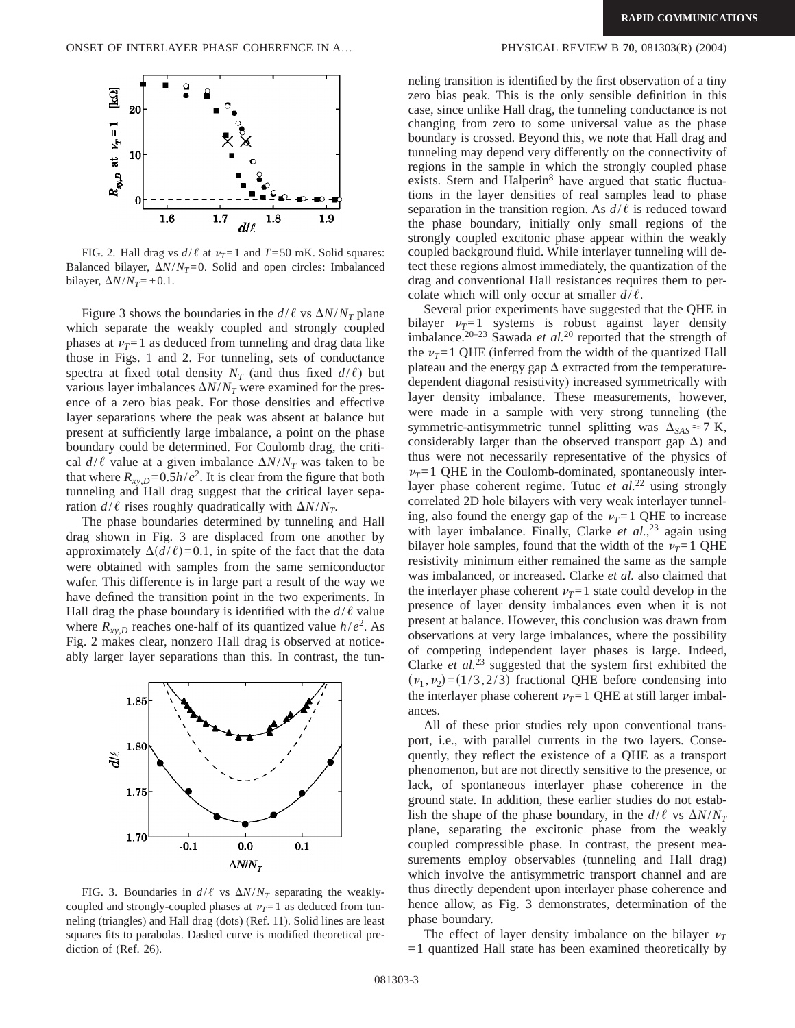$R_{xy,D}$ at $\nu_T = 1$ [kΩ]

20

10

0

1.6 1.7 1.8 1.9

$d/\ell$

FIG. 2. Hall drag vs $d/\ell$ at $\nu_T=1$ and $T=50$ mK. Solid squares: Balanced bilayer, $\Delta N/N_T=0$. Solid and open circles: Imbalanced bilayer, $\Delta N/N_T=\pm 0.1$.

Figure 3 shows the boundaries in the $d/\ell$ vs $\Delta N/N_T$ plane which separate the weakly coupled and strongly coupled phases at $\nu_T=1$ as deduced from tunneling and drag data like those in Figs. 1 and 2. For tunneling, sets of conductance spectra at fixed total density $N_T$ (and thus fixed $d/\ell$) but various layer imbalances $\Delta N/N_T$ were examined for the presence of a zero bias peak. For those densities and effective layer separations where the peak was absent at balance but present at sufficiently large imbalance, a point on the phase boundary could be determined. For Coulomb drag, the critical $d/\ell$ value at a given imbalance $\Delta N/N_T$ was taken to be that where $R_{xy,D}=0.5h/e^2$. It is clear from the figure that both tunneling and Hall drag suggest that the critical layer separation $d/\ell$ rises roughly quadratically with $\Delta N/N_T$.

The phase boundaries determined by tunneling and Hall drag shown in Fig. 3 are displaced from one another by approximately $\Delta(d/\ell)=0.1$, in spite of the fact that the data were obtained with samples from the same semiconductor wafer. This difference is in large part a result of the way we have defined the transition point in the two experiments. In Hall drag the phase boundary is identified with the $d/\ell$ value where $R_{xy,D}$ reaches one-half of its quantized value $h/e^2$. As Fig. 2 makes clear, nonzero Hall drag is observed at noticeably larger layer separations than this. In contrast, the tunneling transition is identified by the first observation of a tiny zero bias peak. This is the only sensible definition in this case, since unlike Hall drag, the tunneling conductance is not changing from zero to some universal value as the phase boundary is crossed. Beyond this, we note that Hall drag and tunneling may depend very differently on the connectivity of regions in the sample in which the strongly coupled phase exists. Stern and Halperin[8] have argued that static fluctuations in the layer densities of real samples lead to phase separation in the transition region. As $d/\ell$ is reduced toward the phase boundary, initially only small regions of the strongly coupled excitonic phase appear within the weakly coupled background fluid. While interlayer tunneling will detect these regions almost immediately, the quantization of the drag and conventional Hall resistances requires them to percolate which will only occur at smaller $d/\ell$.

$d/\ell$

1.85

1.80

1.75

1.70

-0.1 0.0 0.1

$\Delta N/N_T$

FIG. 3. Boundaries in $d/\ell$ vs $\Delta N/N_T$ separating the weakly-coupled and strongly-coupled phases at $\nu_T=1$ as deduced from tunneling (triangles) and Hall drag (dots) (Ref. 11). Solid lines are least squares fits to parabolas. Dashed curve is modified theoretical prediction of (Ref. 26).

Several prior experiments have suggested that the QHE in bilayer $\nu_T=1$ systems is robust against layer density imbalance.[20–23] Sawada *et al.*[20] reported that the strength of the $\nu_T=1$ QHE (inferred from the width of the quantized Hall plateau and the energy gap $\Delta$ extracted from the temperature-dependent diagonal resistivity) increased symmetrically with layer density imbalance. These measurements, however, were made in a sample with very strong tunneling (the symmetric-antisymmetric tunnel splitting was $\Delta_{SAS}\approx 7$ K, considerably larger than the observed transport gap $\Delta$) and thus were not necessarily representative of the physics of $\nu_T=1$ QHE in the Coulomb-dominated, spontaneously interlayer phase coherent regime. Tutuc *et al.*[22] using strongly correlated 2D hole bilayers with very weak interlayer tunneling, also found the energy gap of the $\nu_T=1$ QHE to increase with layer imbalance. Finally, Clarke *et al.*,[23] again using bilayer hole samples, found that the width of the $\nu_T=1$ QHE resistivity minimum either remained the same as the sample was imbalanced, or increased. Clarke *et al.* also claimed that the interlayer phase coherent $\nu_T=1$ state could develop in the presence of layer density imbalances even when it is not present at balance. However, this conclusion was drawn from observations at very large imbalances, where the possibility of competing independent layer phases is large. Indeed, Clarke *et al.*[23] suggested that the system first exhibited the $(\nu_1,\nu_2)=(1/3,2/3)$ fractional QHE before condensing into the interlayer phase coherent $\nu_T=1$ QHE at still larger imbalances.

All of these prior studies rely upon conventional transport, i.e., with parallel currents in the two layers. Consequently, they reflect the existence of a QHE as a transport phenomenon, but are not directly sensitive to the presence, or lack, of spontaneous interlayer phase coherence in the ground state. In addition, these earlier studies do not establish the shape of the phase boundary, in the $d/\ell$ vs $\Delta N/N_T$ plane, separating the excitonic phase from the weakly coupled compressible phase. In contrast, the present measurements employ observables (tunneling and Hall drag) which involve the antisymmetric transport channel and are thus directly dependent upon interlayer phase coherence and hence allow, as Fig. 3 demonstrates, determination of the phase boundary.

The effect of layer density imbalance on the bilayer $\nu_T=1$ quantized Hall state has been examined theoretically by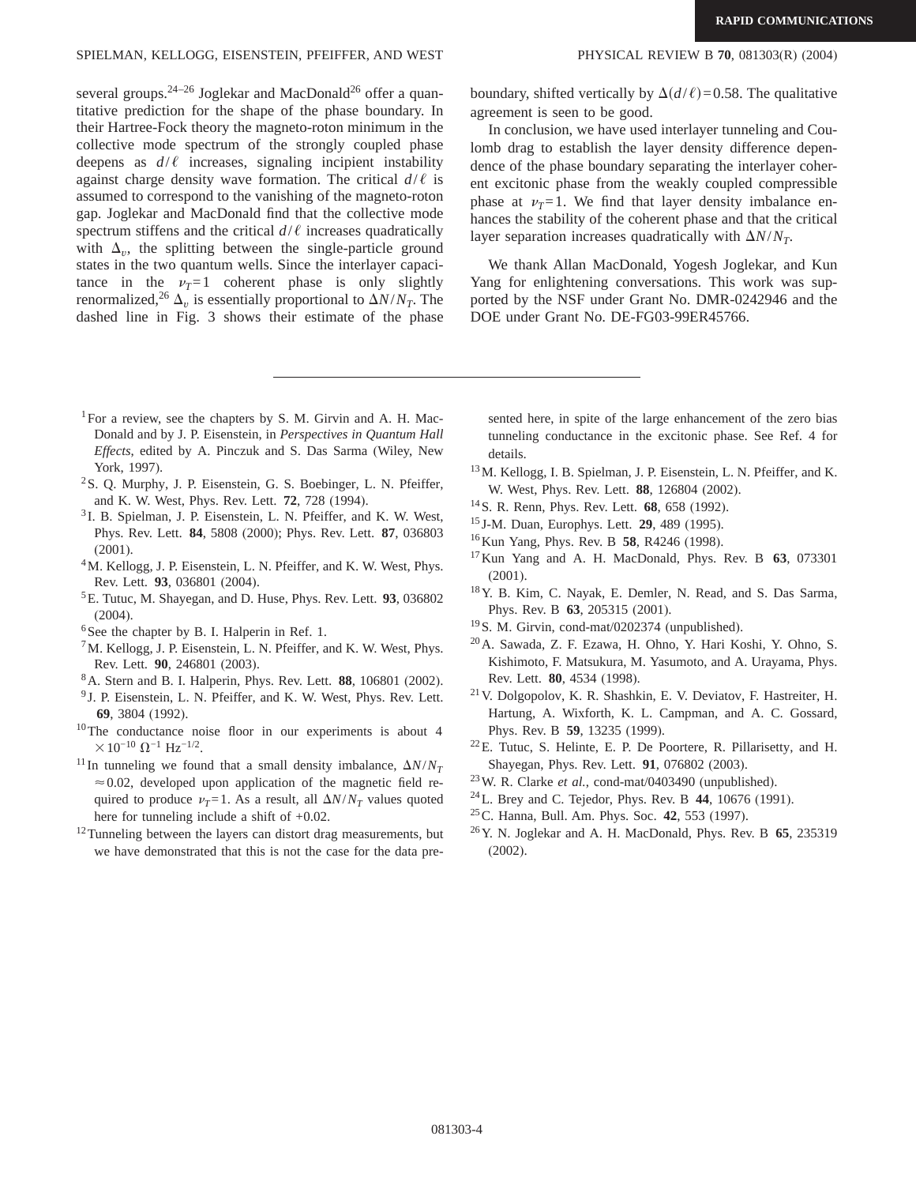several groups.[24–26] Joglekar and MacDonald[26] offer a quantitative prediction for the shape of the phase boundary. In their Hartree-Fock theory the magneto-roton minimum in the collective mode spectrum of the strongly coupled phase deepens as $d/\ell$ increases, signaling incipient instability against charge density wave formation. The critical $d/\ell$ is assumed to correspond to the vanishing of the magneto-roton gap. Joglekar and MacDonald find that the collective mode spectrum stiffens and the critical $d/\ell$ increases quadratically with $\Delta_v$, the splitting between the single-particle ground states in the two quantum wells. Since the interlayer capacitance in the $\nu_T=1$ coherent phase is only slightly renormalized,[26] $\Delta_v$ is essentially proportional to $\Delta N/N_T$. The dashed line in Fig. 3 shows their estimate of the phase boundary, shifted vertically by $\Delta(d/\ell)=0.58$. The qualitative agreement is seen to be good.

In conclusion, we have used interlayer tunneling and Coulomb drag to establish the layer density difference dependence of the phase boundary separating the interlayer coherent excitonic phase from the weakly coupled compressible phase at $\nu_T=1$. We find that layer density imbalance enhances the stability of the coherent phase and that the critical layer separation increases quadratically with $\Delta N/N_T$.

We thank Allan MacDonald, Yogesh Joglekar, and Kun Yang for enlightening conversations. This work was supported by the NSF under Grant No. DMR-0242946 and the DOE under Grant No. DE-FG03-99ER45766.

---

[1] For a review, see the chapters by S. M. Girvin and A. H. MacDonald and by J. P. Eisenstein, in *Perspectives in Quantum Hall Effects*, edited by A. Pinczuk and S. Das Sarma (Wiley, New York, 1997).

[2] S. Q. Murphy, J. P. Eisenstein, G. S. Boebinger, L. N. Pfeiffer, and K. W. West, Phys. Rev. Lett. **72**, 728 (1994).

[3] I. B. Spielman, J. P. Eisenstein, L. N. Pfeiffer, and K. W. West, Phys. Rev. Lett. **84**, 5808 (2000); Phys. Rev. Lett. **87**, 036803 (2001).

[4] M. Kellogg, J. P. Eisenstein, L. N. Pfeiffer, and K. W. West, Phys. Rev. Lett. **93**, 036801 (2004).

[5] E. Tutuc, M. Shayegan, and D. Huse, Phys. Rev. Lett. **93**, 036802 (2004).

[6] See the chapter by B. I. Halperin in Ref. 1.

[7] M. Kellogg, J. P. Eisenstein, L. N. Pfeiffer, and K. W. West, Phys. Rev. Lett. **90**, 246801 (2003).

[8] A. Stern and B. I. Halperin, Phys. Rev. Lett. **88**, 106801 (2002).

[9] J. P. Eisenstein, L. N. Pfeiffer, and K. W. West, Phys. Rev. Lett. **69**, 3804 (1992).

[10] The conductance noise floor in our experiments is about $4\times10^{-10}\ \Omega^{-1}\ \mathrm{Hz}^{-1/2}$.

[11] In tunneling we found that a small density imbalance, $\Delta N/N_T \approx 0.02$, developed upon application of the magnetic field required to produce $\nu_T=1$. As a result, all $\Delta N/N_T$ values quoted here for tunneling include a shift of +0.02.

[12] Tunneling between the layers can distort drag measurements, but we have demonstrated that this is not the case for the data presented here, in spite of the large enhancement of the zero bias tunneling conductance in the excitonic phase. See Ref. 4 for details.

[13] M. Kellogg, I. B. Spielman, J. P. Eisenstein, L. N. Pfeiffer, and K. W. West, Phys. Rev. Lett. **88**, 126804 (2002).

[14] S. R. Renn, Phys. Rev. Lett. **68**, 658 (1992).

[15] J-M. Duan, Europhys. Lett. **29**, 489 (1995).

[16] Kun Yang, Phys. Rev. B **58**, R4246 (1998).

[17] Kun Yang and A. H. MacDonald, Phys. Rev. B **63**, 073301 (2001).

[18] Y. B. Kim, C. Nayak, E. Demler, N. Read, and S. Das Sarma, Phys. Rev. B **63**, 205315 (2001).

[19] S. M. Girvin, cond-mat/0202374 (unpublished).

[20] A. Sawada, Z. F. Ezawa, H. Ohno, Y. Hari Koshi, Y. Ohno, S. Kishimoto, F. Matsukura, M. Yasumoto, and A. Urayama, Phys. Rev. Lett. **80**, 4534 (1998).

[21] V. Dolgopolov, K. R. Shashkin, E. V. Deviatov, F. Hastreiter, H. Hartung, A. Wixforth, K. L. Campman, and A. C. Gossard, Phys. Rev. B **59**, 13235 (1999).

[22] E. Tutuc, S. Helinte, E. P. De Poortere, R. Pillarisetty, and H. Shayegan, Phys. Rev. Lett. **91**, 076802 (2003).

[23] W. R. Clarke *et al.*, cond-mat/0403490 (unpublished).

[24] L. Brey and C. Tejedor, Phys. Rev. B **44**, 10676 (1991).

[25] C. Hanna, Bull. Am. Phys. Soc. **42**, 553 (1997).

[26] Y. N. Joglekar and A. H. MacDonald, Phys. Rev. B **65**, 235319 (2002).